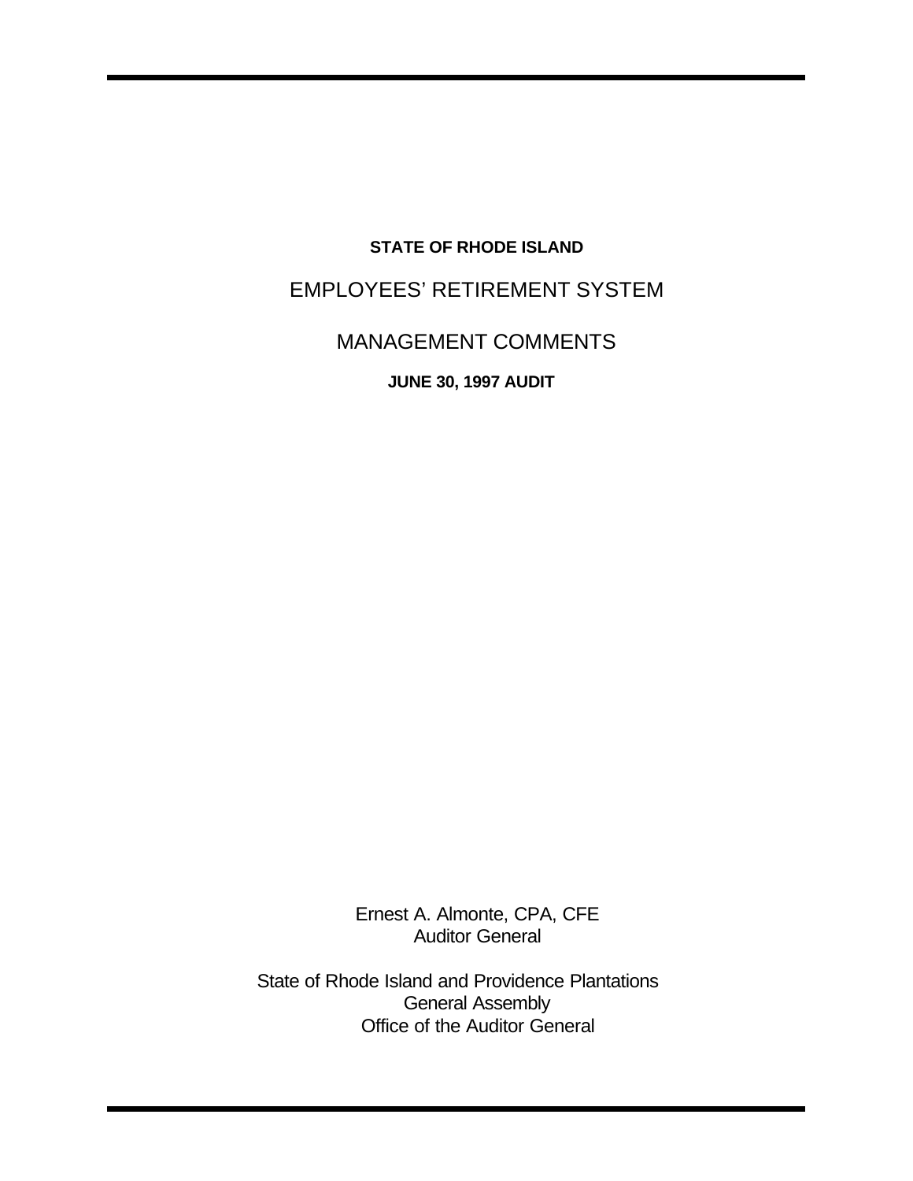**STATE OF RHODE ISLAND**

# EMPLOYEES' RETIREMENT SYSTEM

## MANAGEMENT COMMENTS

**JUNE 30, 1997 AUDIT**

Ernest A. Almonte, CPA, CFE
Auditor General

State of Rhode Island and Providence Plantations
General Assembly
Office of the Auditor General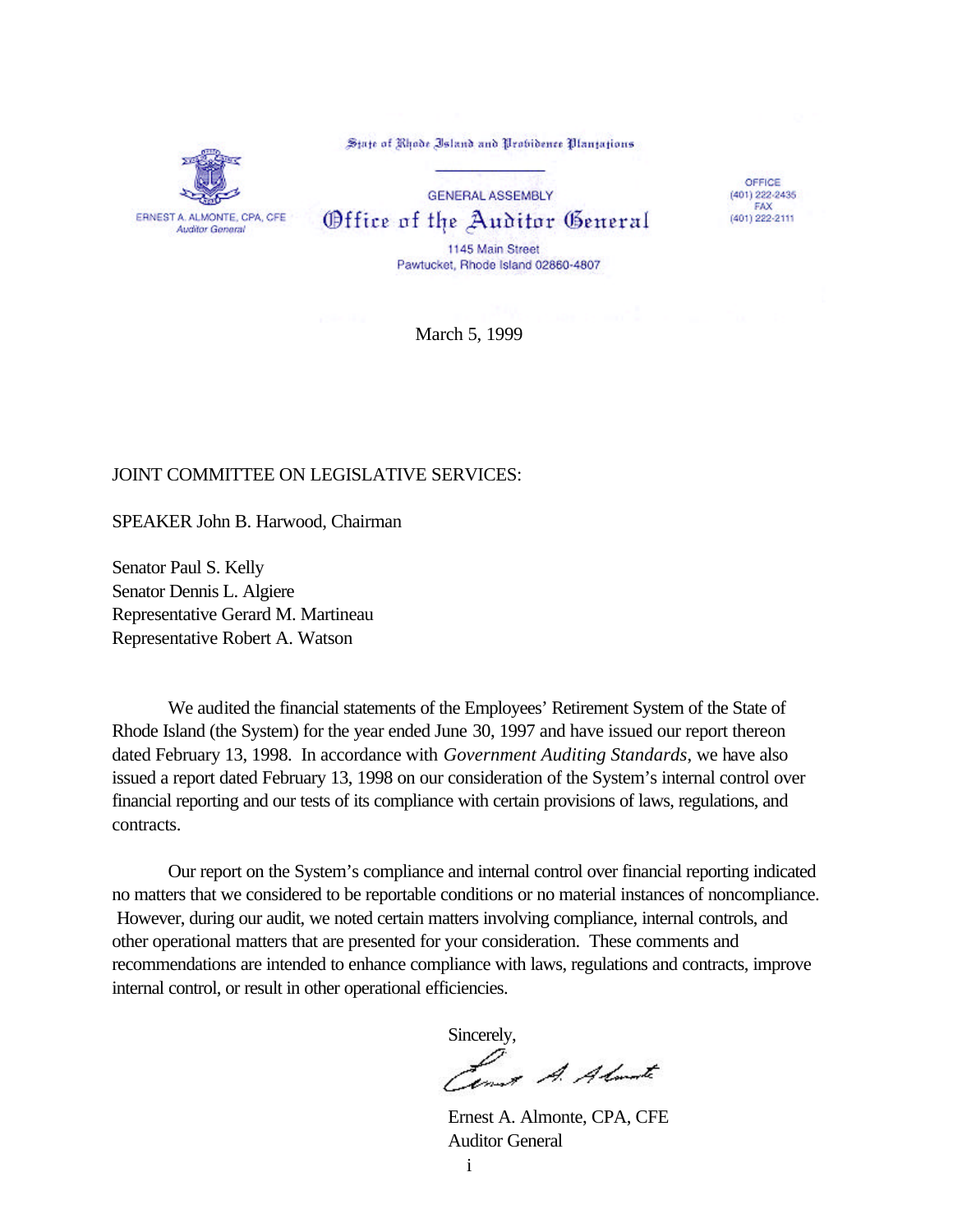State of Rhode Island and Providence Plantations

GENERAL ASSEMBLY

# Office of the Auditor General

1145 Main Street
Pawtucket, Rhode Island 02860-4807

ERNEST A. ALMONTE, CPA, CFE
*Auditor General*

OFFICE
(401) 222-2435
FAX
(401) 222-2111

March 5, 1999

JOINT COMMITTEE ON LEGISLATIVE SERVICES:

SPEAKER John B. Harwood, Chairman

Senator Paul S. Kelly
Senator Dennis L. Algiere
Representative Gerard M. Martineau
Representative Robert A. Watson

We audited the financial statements of the Employees' Retirement System of the State of Rhode Island (the System) for the year ended June 30, 1997 and have issued our report thereon dated February 13, 1998. In accordance with *Government Auditing Standards*, we have also issued a report dated February 13, 1998 on our consideration of the System's internal control over financial reporting and our tests of its compliance with certain provisions of laws, regulations, and contracts.

Our report on the System's compliance and internal control over financial reporting indicated no matters that we considered to be reportable conditions or no material instances of noncompliance. However, during our audit, we noted certain matters involving compliance, internal controls, and other operational matters that are presented for your consideration. These comments and recommendations are intended to enhance compliance with laws, regulations and contracts, improve internal control, or result in other operational efficiencies.

Sincerely,

Ernest A. Almonte, CPA, CFE
Auditor General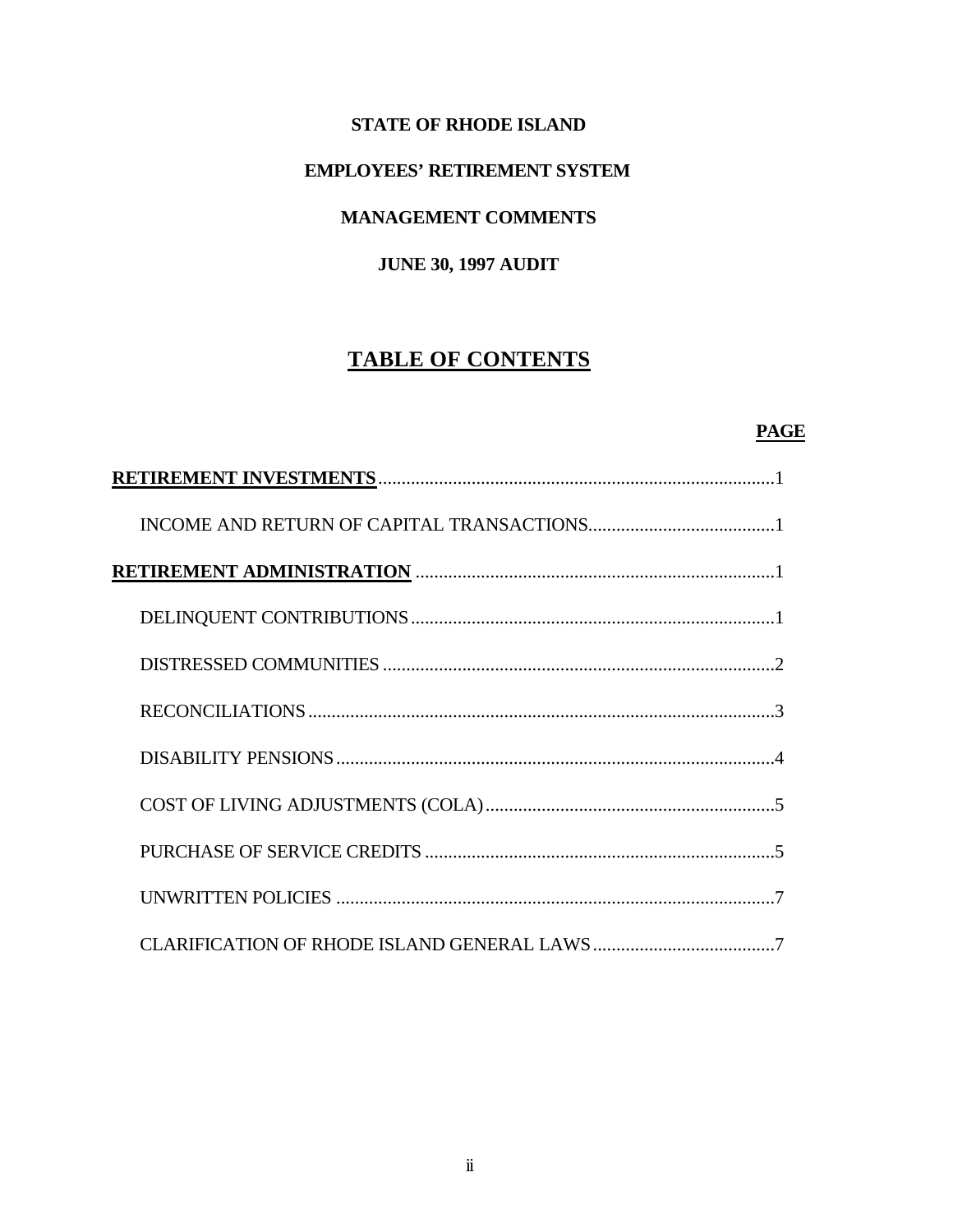**STATE OF RHODE ISLAND**

**EMPLOYEES' RETIREMENT SYSTEM**

**MANAGEMENT COMMENTS**

**JUNE 30, 1997 AUDIT**

# TABLE OF CONTENTS

| | **PAGE** |
|---|---|
| **RETIREMENT INVESTMENTS** | 1 |
| INCOME AND RETURN OF CAPITAL TRANSACTIONS | 1 |
| **RETIREMENT ADMINISTRATION** | 1 |
| DELINQUENT CONTRIBUTIONS | 1 |
| DISTRESSED COMMUNITIES | 2 |
| RECONCILIATIONS | 3 |
| DISABILITY PENSIONS | 4 |
| COST OF LIVING ADJUSTMENTS (COLA) | 5 |
| PURCHASE OF SERVICE CREDITS | 5 |
| UNWRITTEN POLICIES | 7 |
| CLARIFICATION OF RHODE ISLAND GENERAL LAWS | 7 |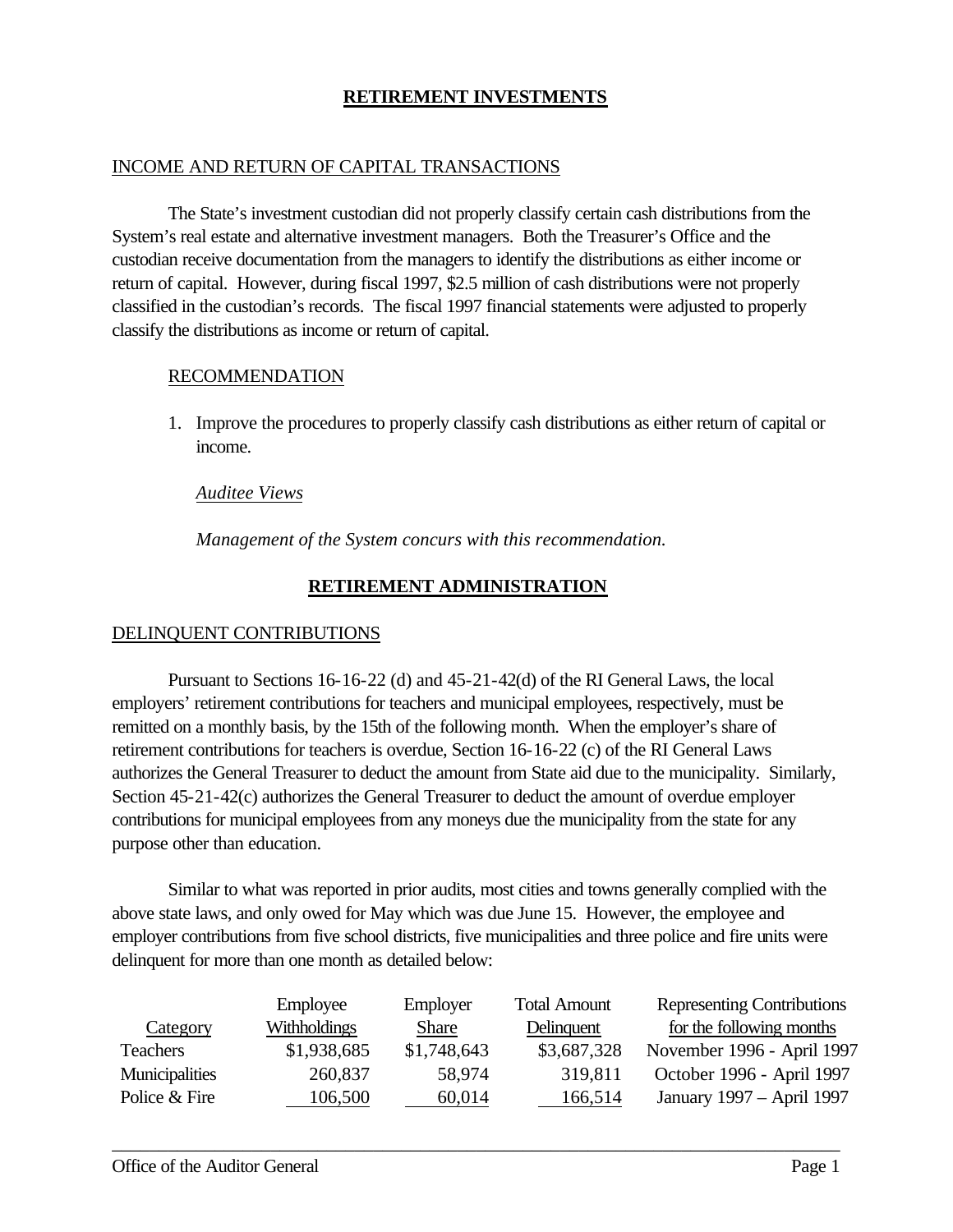## RETIREMENT INVESTMENTS

### INCOME AND RETURN OF CAPITAL TRANSACTIONS

The State's investment custodian did not properly classify certain cash distributions from the System's real estate and alternative investment managers. Both the Treasurer's Office and the custodian receive documentation from the managers to identify the distributions as either income or return of capital. However, during fiscal 1997, \$2.5 million of cash distributions were not properly classified in the custodian's records. The fiscal 1997 financial statements were adjusted to properly classify the distributions as income or return of capital.

#### RECOMMENDATION

1. Improve the procedures to properly classify cash distributions as either return of capital or income.

*Auditee Views*

*Management of the System concurs with this recommendation.*

## RETIREMENT ADMINISTRATION

### DELINQUENT CONTRIBUTIONS

Pursuant to Sections 16-16-22 (d) and 45-21-42(d) of the RI General Laws, the local employers' retirement contributions for teachers and municipal employees, respectively, must be remitted on a monthly basis, by the 15th of the following month. When the employer's share of retirement contributions for teachers is overdue, Section 16-16-22 (c) of the RI General Laws authorizes the General Treasurer to deduct the amount from State aid due to the municipality. Similarly, Section 45-21-42(c) authorizes the General Treasurer to deduct the amount of overdue employer contributions for municipal employees from any moneys due the municipality from the state for any purpose other than education.

Similar to what was reported in prior audits, most cities and towns generally complied with the above state laws, and only owed for May which was due June 15. However, the employee and employer contributions from five school districts, five municipalities and three police and fire units were delinquent for more than one month as detailed below:

| Category | Employee Withholdings | Employer Share | Total Amount Delinquent | Representing Contributions for the following months |
|---|---|---|---|---|
| Teachers | \$1,938,685 | \$1,748,643 | \$3,687,328 | November 1996 - April 1997 |
| Municipalities | 260,837 | 58,974 | 319,811 | October 1996 - April 1997 |
| Police & Fire | 106,500 | 60,014 | 166,514 | January 1997 – April 1997 |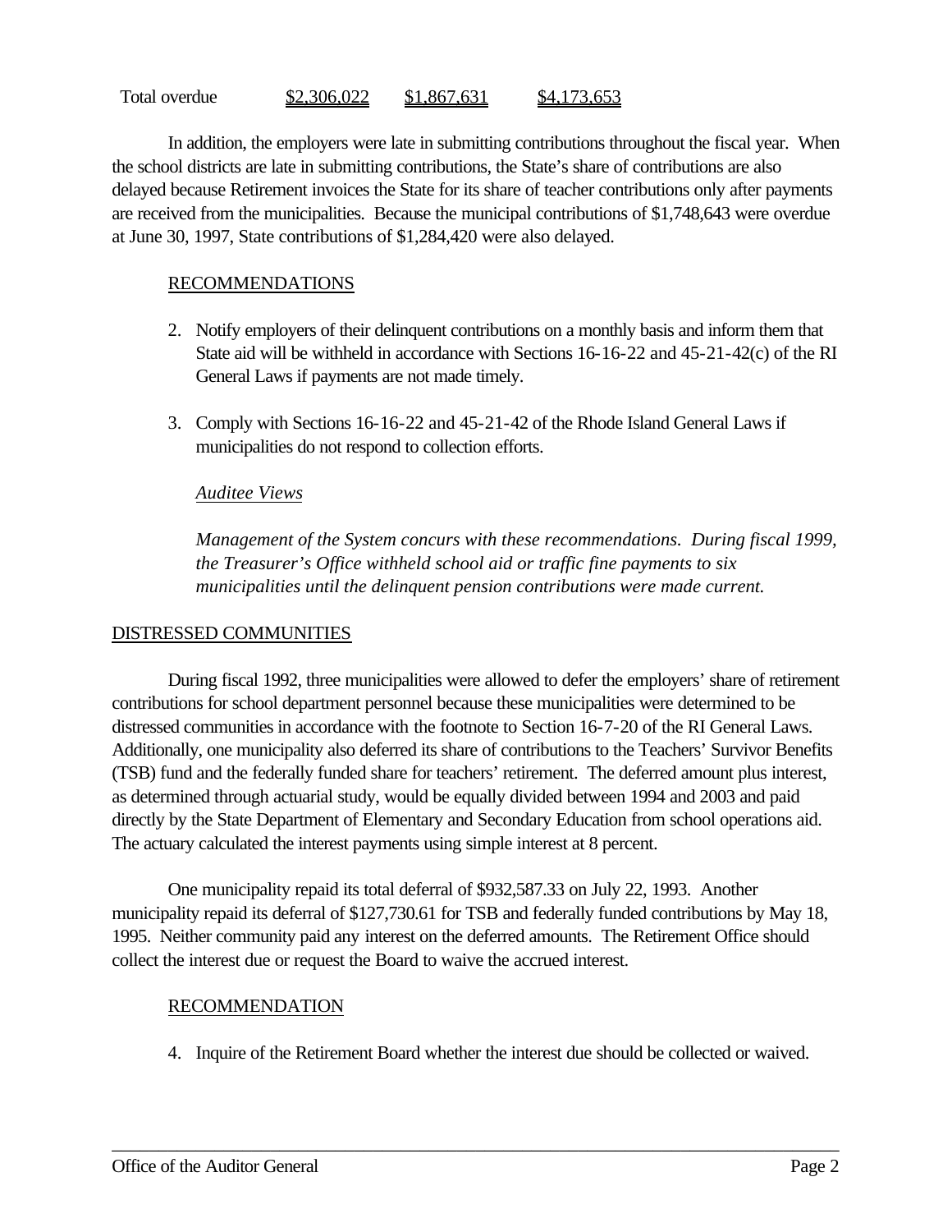| Total overdue | $2,306,022 | $1,867,631 | $4,173,653 |
| --- | --- | --- | --- |

In addition, the employers were late in submitting contributions throughout the fiscal year. When the school districts are late in submitting contributions, the State's share of contributions are also delayed because Retirement invoices the State for its share of teacher contributions only after payments are received from the municipalities. Because the municipal contributions of $1,748,643 were overdue at June 30, 1997, State contributions of $1,284,420 were also delayed.

RECOMMENDATIONS

2. Notify employers of their delinquent contributions on a monthly basis and inform them that State aid will be withheld in accordance with Sections 16-16-22 and 45-21-42(c) of the RI General Laws if payments are not made timely.

3. Comply with Sections 16-16-22 and 45-21-42 of the Rhode Island General Laws if municipalities do not respond to collection efforts.

*Auditee Views*

*Management of the System concurs with these recommendations. During fiscal 1999, the Treasurer's Office withheld school aid or traffic fine payments to six municipalities until the delinquent pension contributions were made current.*

## DISTRESSED COMMUNITIES

During fiscal 1992, three municipalities were allowed to defer the employers' share of retirement contributions for school department personnel because these municipalities were determined to be distressed communities in accordance with the footnote to Section 16-7-20 of the RI General Laws. Additionally, one municipality also deferred its share of contributions to the Teachers' Survivor Benefits (TSB) fund and the federally funded share for teachers' retirement. The deferred amount plus interest, as determined through actuarial study, would be equally divided between 1994 and 2003 and paid directly by the State Department of Elementary and Secondary Education from school operations aid. The actuary calculated the interest payments using simple interest at 8 percent.

One municipality repaid its total deferral of $932,587.33 on July 22, 1993. Another municipality repaid its deferral of $127,730.61 for TSB and federally funded contributions by May 18, 1995. Neither community paid any interest on the deferred amounts. The Retirement Office should collect the interest due or request the Board to waive the accrued interest.

RECOMMENDATION

4. Inquire of the Retirement Board whether the interest due should be collected or waived.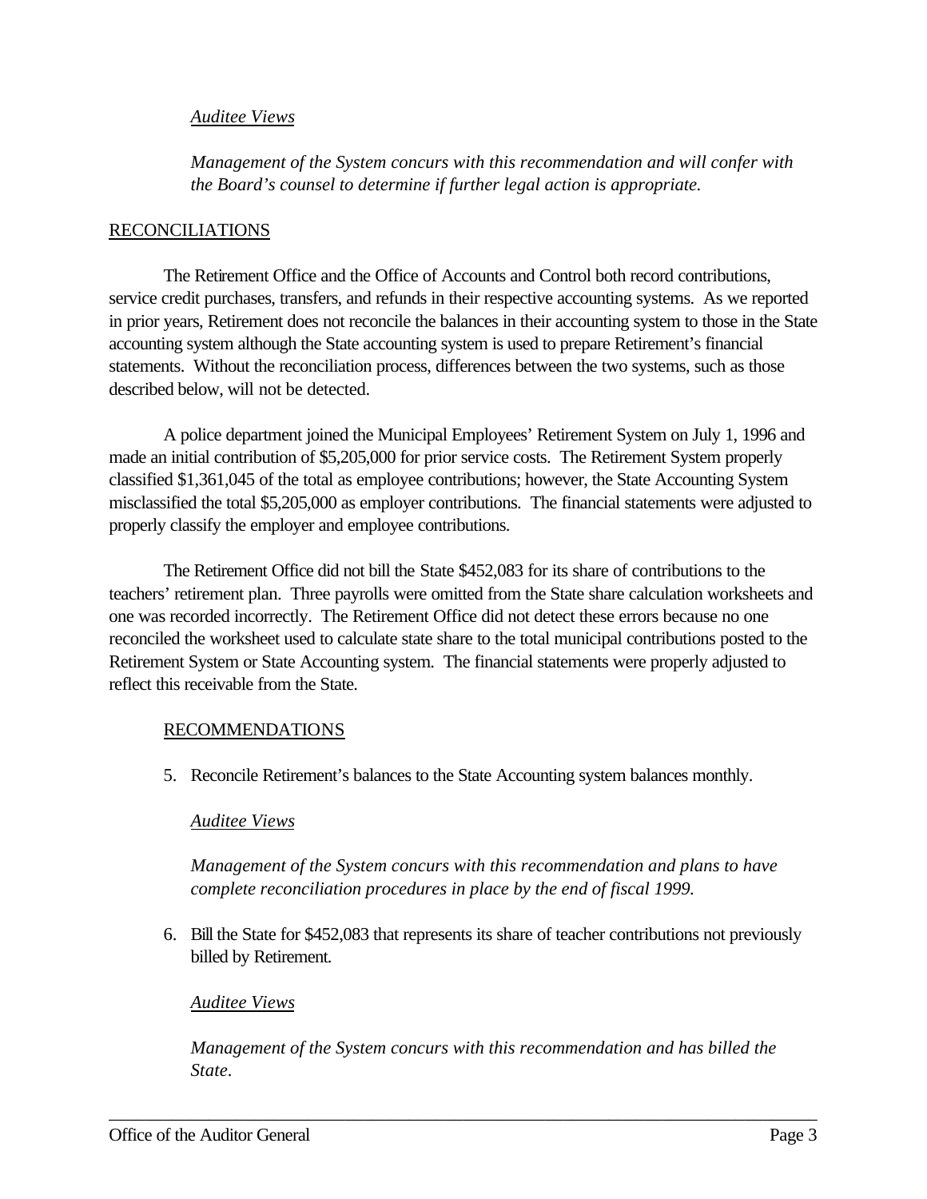*Auditee Views*

*Management of the System concurs with this recommendation and will confer with the Board's counsel to determine if further legal action is appropriate.*

## RECONCILIATIONS

The Retirement Office and the Office of Accounts and Control both record contributions, service credit purchases, transfers, and refunds in their respective accounting systems. As we reported in prior years, Retirement does not reconcile the balances in their accounting system to those in the State accounting system although the State accounting system is used to prepare Retirement's financial statements. Without the reconciliation process, differences between the two systems, such as those described below, will not be detected.

A police department joined the Municipal Employees' Retirement System on July 1, 1996 and made an initial contribution of $5,205,000 for prior service costs. The Retirement System properly classified $1,361,045 of the total as employee contributions; however, the State Accounting System misclassified the total $5,205,000 as employer contributions. The financial statements were adjusted to properly classify the employer and employee contributions.

The Retirement Office did not bill the State $452,083 for its share of contributions to the teachers' retirement plan. Three payrolls were omitted from the State share calculation worksheets and one was recorded incorrectly. The Retirement Office did not detect these errors because no one reconciled the worksheet used to calculate state share to the total municipal contributions posted to the Retirement System or State Accounting system. The financial statements were properly adjusted to reflect this receivable from the State.

### RECOMMENDATIONS

5. Reconcile Retirement's balances to the State Accounting system balances monthly.

   *Auditee Views*

   *Management of the System concurs with this recommendation and plans to have complete reconciliation procedures in place by the end of fiscal 1999.*

6. Bill the State for $452,083 that represents its share of teacher contributions not previously billed by Retirement.

   *Auditee Views*

   *Management of the System concurs with this recommendation and has billed the State.*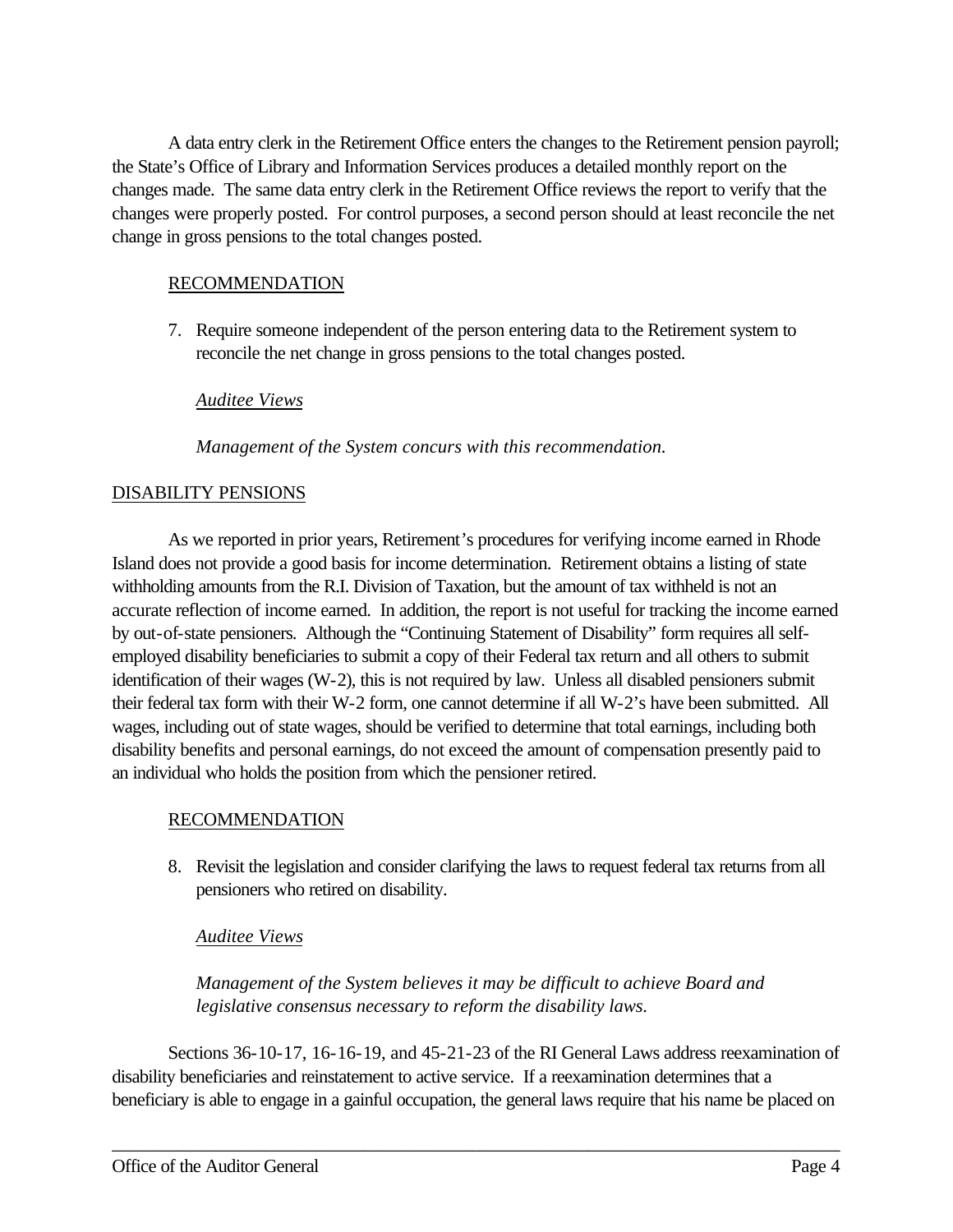A data entry clerk in the Retirement Office enters the changes to the Retirement pension payroll; the State's Office of Library and Information Services produces a detailed monthly report on the changes made. The same data entry clerk in the Retirement Office reviews the report to verify that the changes were properly posted. For control purposes, a second person should at least reconcile the net change in gross pensions to the total changes posted.

RECOMMENDATION

7. Require someone independent of the person entering data to the Retirement system to reconcile the net change in gross pensions to the total changes posted.

*Auditee Views*

*Management of the System concurs with this recommendation.*

DISABILITY PENSIONS

As we reported in prior years, Retirement's procedures for verifying income earned in Rhode Island does not provide a good basis for income determination. Retirement obtains a listing of state withholding amounts from the R.I. Division of Taxation, but the amount of tax withheld is not an accurate reflection of income earned. In addition, the report is not useful for tracking the income earned by out-of-state pensioners. Although the "Continuing Statement of Disability" form requires all self-employed disability beneficiaries to submit a copy of their Federal tax return and all others to submit identification of their wages (W-2), this is not required by law. Unless all disabled pensioners submit their federal tax form with their W-2 form, one cannot determine if all W-2's have been submitted. All wages, including out of state wages, should be verified to determine that total earnings, including both disability benefits and personal earnings, do not exceed the amount of compensation presently paid to an individual who holds the position from which the pensioner retired.

RECOMMENDATION

8. Revisit the legislation and consider clarifying the laws to request federal tax returns from all pensioners who retired on disability.

*Auditee Views*

*Management of the System believes it may be difficult to achieve Board and legislative consensus necessary to reform the disability laws.*

Sections 36-10-17, 16-16-19, and 45-21-23 of the RI General Laws address reexamination of disability beneficiaries and reinstatement to active service. If a reexamination determines that a beneficiary is able to engage in a gainful occupation, the general laws require that his name be placed on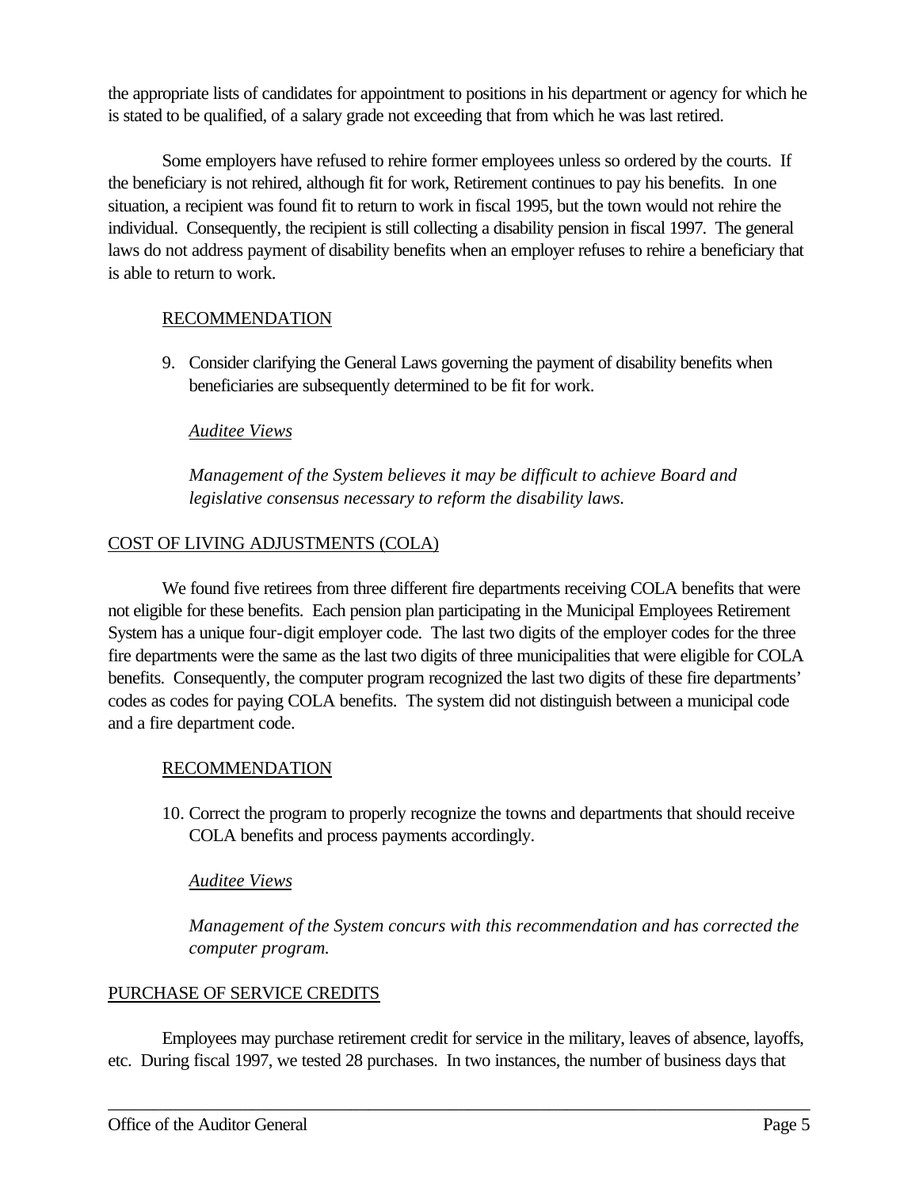the appropriate lists of candidates for appointment to positions in his department or agency for which he is stated to be qualified, of a salary grade not exceeding that from which he was last retired.

Some employers have refused to rehire former employees unless so ordered by the courts. If the beneficiary is not rehired, although fit for work, Retirement continues to pay his benefits. In one situation, a recipient was found fit to return to work in fiscal 1995, but the town would not rehire the individual. Consequently, the recipient is still collecting a disability pension in fiscal 1997. The general laws do not address payment of disability benefits when an employer refuses to rehire a beneficiary that is able to return to work.

RECOMMENDATION

9. Consider clarifying the General Laws governing the payment of disability benefits when beneficiaries are subsequently determined to be fit for work.

   *Auditee Views*

   *Management of the System believes it may be difficult to achieve Board and legislative consensus necessary to reform the disability laws.*

COST OF LIVING ADJUSTMENTS (COLA)

We found five retirees from three different fire departments receiving COLA benefits that were not eligible for these benefits. Each pension plan participating in the Municipal Employees Retirement System has a unique four-digit employer code. The last two digits of the employer codes for the three fire departments were the same as the last two digits of three municipalities that were eligible for COLA benefits. Consequently, the computer program recognized the last two digits of these fire departments' codes as codes for paying COLA benefits. The system did not distinguish between a municipal code and a fire department code.

RECOMMENDATION

10. Correct the program to properly recognize the towns and departments that should receive COLA benefits and process payments accordingly.

    *Auditee Views*

    *Management of the System concurs with this recommendation and has corrected the computer program.*

PURCHASE OF SERVICE CREDITS

Employees may purchase retirement credit for service in the military, leaves of absence, layoffs, etc. During fiscal 1997, we tested 28 purchases. In two instances, the number of business days that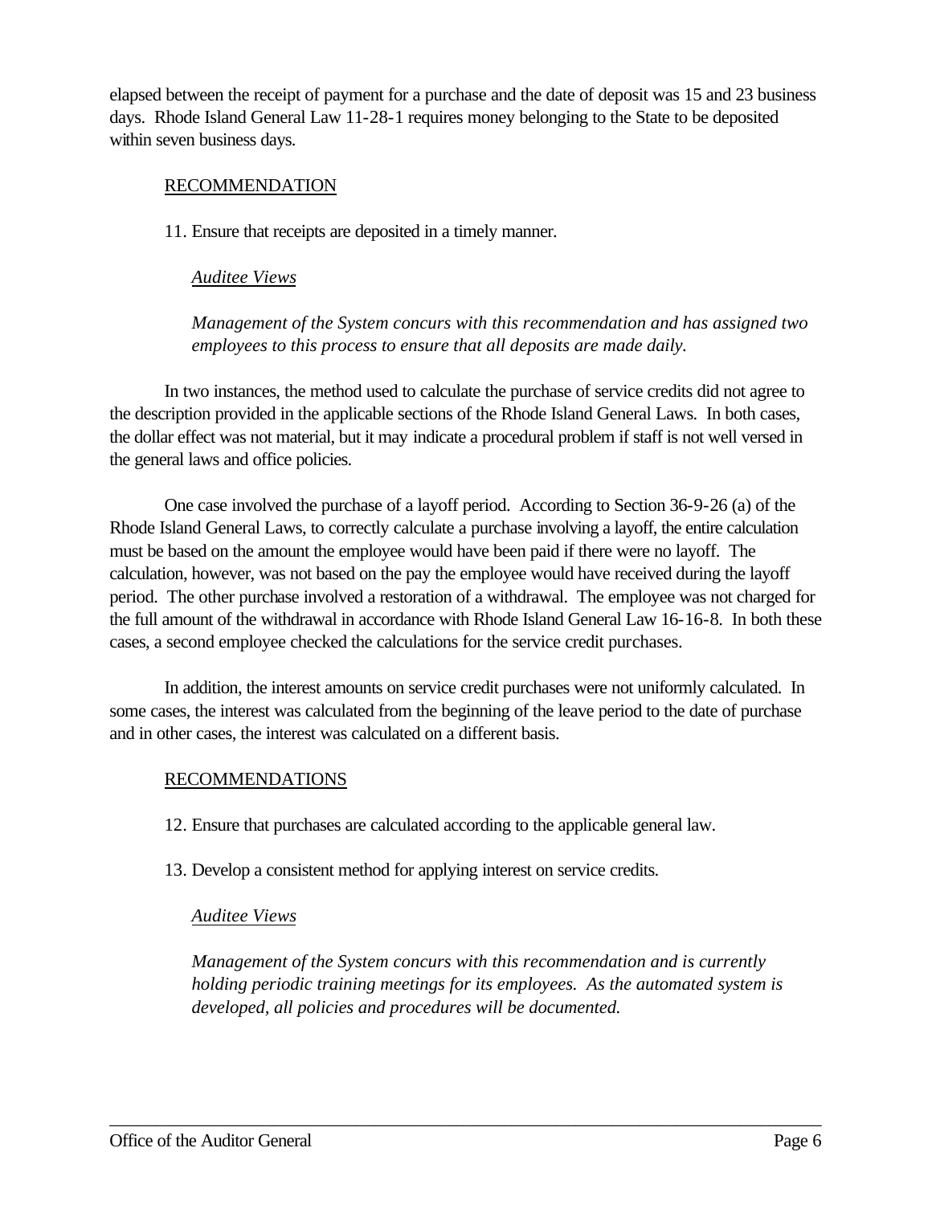elapsed between the receipt of payment for a purchase and the date of deposit was 15 and 23 business days. Rhode Island General Law 11-28-1 requires money belonging to the State to be deposited within seven business days.

RECOMMENDATION

11. Ensure that receipts are deposited in a timely manner.

*Auditee Views*

*Management of the System concurs with this recommendation and has assigned two employees to this process to ensure that all deposits are made daily.*

In two instances, the method used to calculate the purchase of service credits did not agree to the description provided in the applicable sections of the Rhode Island General Laws. In both cases, the dollar effect was not material, but it may indicate a procedural problem if staff is not well versed in the general laws and office policies.

One case involved the purchase of a layoff period. According to Section 36-9-26 (a) of the Rhode Island General Laws, to correctly calculate a purchase involving a layoff, the entire calculation must be based on the amount the employee would have been paid if there were no layoff. The calculation, however, was not based on the pay the employee would have received during the layoff period. The other purchase involved a restoration of a withdrawal. The employee was not charged for the full amount of the withdrawal in accordance with Rhode Island General Law 16-16-8. In both these cases, a second employee checked the calculations for the service credit purchases.

In addition, the interest amounts on service credit purchases were not uniformly calculated. In some cases, the interest was calculated from the beginning of the leave period to the date of purchase and in other cases, the interest was calculated on a different basis.

RECOMMENDATIONS

12. Ensure that purchases are calculated according to the applicable general law.

13. Develop a consistent method for applying interest on service credits.

*Auditee Views*

*Management of the System concurs with this recommendation and is currently holding periodic training meetings for its employees. As the automated system is developed, all policies and procedures will be documented.*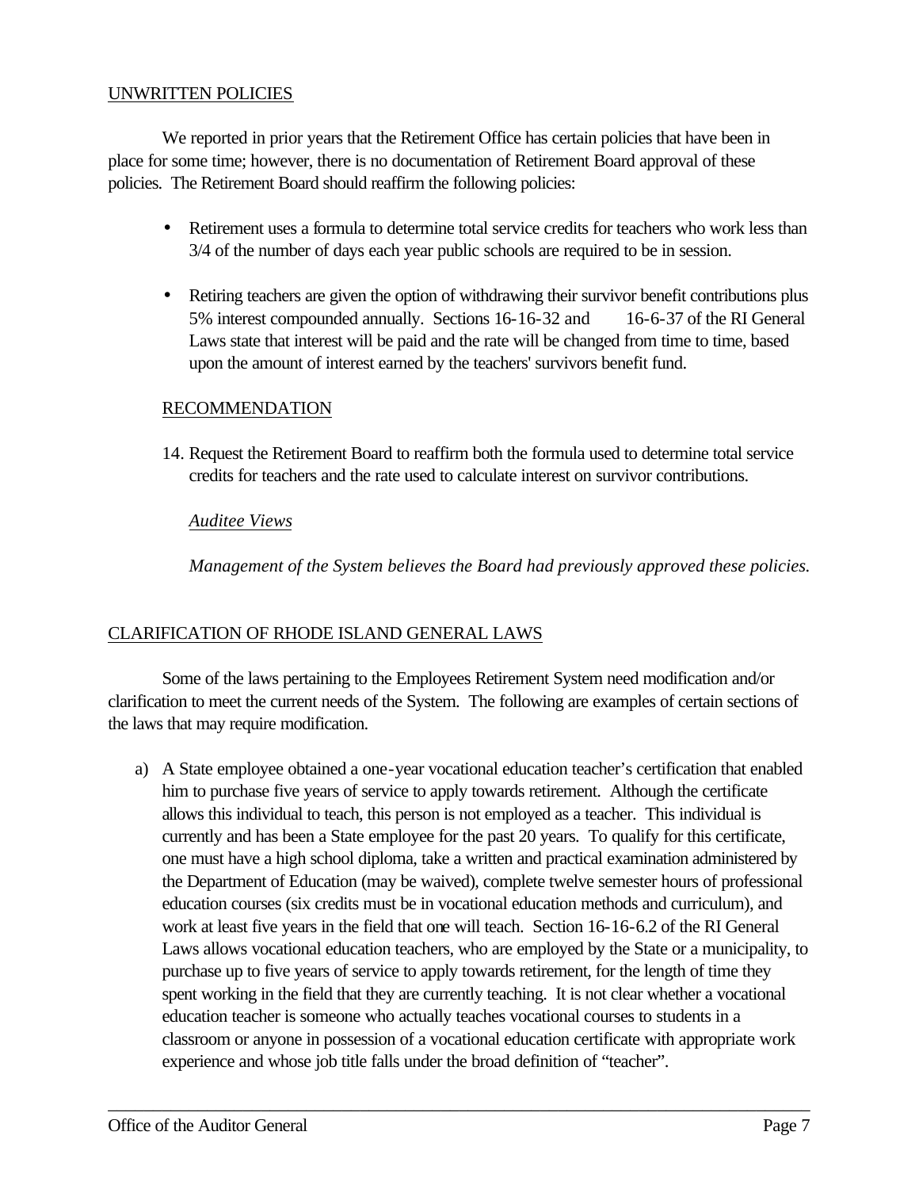UNWRITTEN POLICIES

We reported in prior years that the Retirement Office has certain policies that have been in place for some time; however, there is no documentation of Retirement Board approval of these policies. The Retirement Board should reaffirm the following policies:

- Retirement uses a formula to determine total service credits for teachers who work less than 3/4 of the number of days each year public schools are required to be in session.
- Retiring teachers are given the option of withdrawing their survivor benefit contributions plus 5% interest compounded annually. Sections 16-16-32 and 16-6-37 of the RI General Laws state that interest will be paid and the rate will be changed from time to time, based upon the amount of interest earned by the teachers' survivors benefit fund.

RECOMMENDATION

14. Request the Retirement Board to reaffirm both the formula used to determine total service credits for teachers and the rate used to calculate interest on survivor contributions.

*Auditee Views*

*Management of the System believes the Board had previously approved these policies.*

CLARIFICATION OF RHODE ISLAND GENERAL LAWS

Some of the laws pertaining to the Employees Retirement System need modification and/or clarification to meet the current needs of the System. The following are examples of certain sections of the laws that may require modification.

a) A State employee obtained a one-year vocational education teacher's certification that enabled him to purchase five years of service to apply towards retirement. Although the certificate allows this individual to teach, this person is not employed as a teacher. This individual is currently and has been a State employee for the past 20 years. To qualify for this certificate, one must have a high school diploma, take a written and practical examination administered by the Department of Education (may be waived), complete twelve semester hours of professional education courses (six credits must be in vocational education methods and curriculum), and work at least five years in the field that one will teach. Section 16-16-6.2 of the RI General Laws allows vocational education teachers, who are employed by the State or a municipality, to purchase up to five years of service to apply towards retirement, for the length of time they spent working in the field that they are currently teaching. It is not clear whether a vocational education teacher is someone who actually teaches vocational courses to students in a classroom or anyone in possession of a vocational education certificate with appropriate work experience and whose job title falls under the broad definition of "teacher".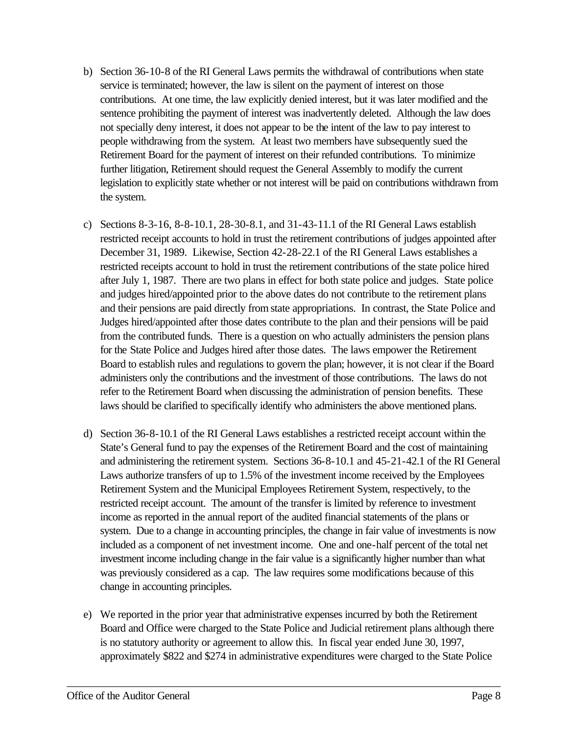b) Section 36-10-8 of the RI General Laws permits the withdrawal of contributions when state service is terminated; however, the law is silent on the payment of interest on those contributions. At one time, the law explicitly denied interest, but it was later modified and the sentence prohibiting the payment of interest was inadvertently deleted. Although the law does not specially deny interest, it does not appear to be the intent of the law to pay interest to people withdrawing from the system. At least two members have subsequently sued the Retirement Board for the payment of interest on their refunded contributions. To minimize further litigation, Retirement should request the General Assembly to modify the current legislation to explicitly state whether or not interest will be paid on contributions withdrawn from the system.

c) Sections 8-3-16, 8-8-10.1, 28-30-8.1, and 31-43-11.1 of the RI General Laws establish restricted receipt accounts to hold in trust the retirement contributions of judges appointed after December 31, 1989. Likewise, Section 42-28-22.1 of the RI General Laws establishes a restricted receipts account to hold in trust the retirement contributions of the state police hired after July 1, 1987. There are two plans in effect for both state police and judges. State police and judges hired/appointed prior to the above dates do not contribute to the retirement plans and their pensions are paid directly from state appropriations. In contrast, the State Police and Judges hired/appointed after those dates contribute to the plan and their pensions will be paid from the contributed funds. There is a question on who actually administers the pension plans for the State Police and Judges hired after those dates. The laws empower the Retirement Board to establish rules and regulations to govern the plan; however, it is not clear if the Board administers only the contributions and the investment of those contributions. The laws do not refer to the Retirement Board when discussing the administration of pension benefits. These laws should be clarified to specifically identify who administers the above mentioned plans.

d) Section 36-8-10.1 of the RI General Laws establishes a restricted receipt account within the State's General fund to pay the expenses of the Retirement Board and the cost of maintaining and administering the retirement system. Sections 36-8-10.1 and 45-21-42.1 of the RI General Laws authorize transfers of up to 1.5% of the investment income received by the Employees Retirement System and the Municipal Employees Retirement System, respectively, to the restricted receipt account. The amount of the transfer is limited by reference to investment income as reported in the annual report of the audited financial statements of the plans or system. Due to a change in accounting principles, the change in fair value of investments is now included as a component of net investment income. One and one-half percent of the total net investment income including change in the fair value is a significantly higher number than what was previously considered as a cap. The law requires some modifications because of this change in accounting principles.

e) We reported in the prior year that administrative expenses incurred by both the Retirement Board and Office were charged to the State Police and Judicial retirement plans although there is no statutory authority or agreement to allow this. In fiscal year ended June 30, 1997, approximately $822 and $274 in administrative expenditures were charged to the State Police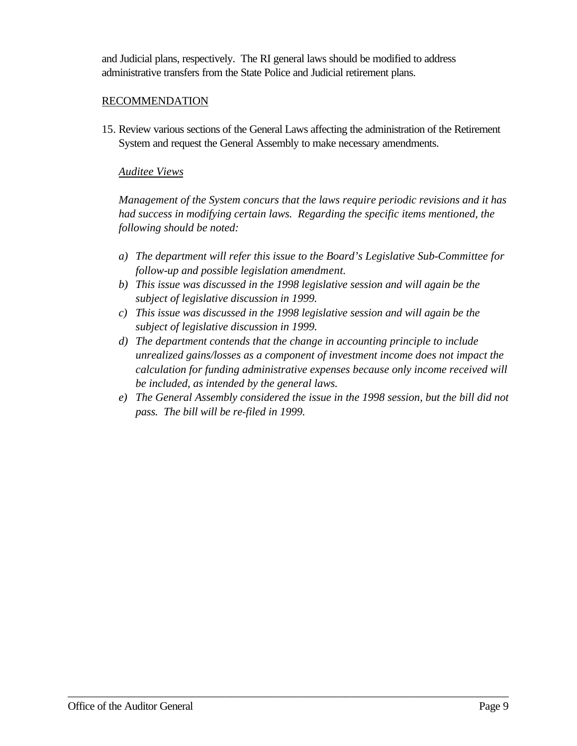and Judicial plans, respectively. The RI general laws should be modified to address administrative transfers from the State Police and Judicial retirement plans.

RECOMMENDATION

15. Review various sections of the General Laws affecting the administration of the Retirement System and request the General Assembly to make necessary amendments.

    *Auditee Views*

    *Management of the System concurs that the laws require periodic revisions and it has had success in modifying certain laws. Regarding the specific items mentioned, the following should be noted:*

    a) *The department will refer this issue to the Board's Legislative Sub-Committee for follow-up and possible legislation amendment.*
    b) *This issue was discussed in the 1998 legislative session and will again be the subject of legislative discussion in 1999.*
    c) *This issue was discussed in the 1998 legislative session and will again be the subject of legislative discussion in 1999.*
    d) *The department contends that the change in accounting principle to include unrealized gains/losses as a component of investment income does not impact the calculation for funding administrative expenses because only income received will be included, as intended by the general laws.*
    e) *The General Assembly considered the issue in the 1998 session, but the bill did not pass. The bill will be re-filed in 1999.*